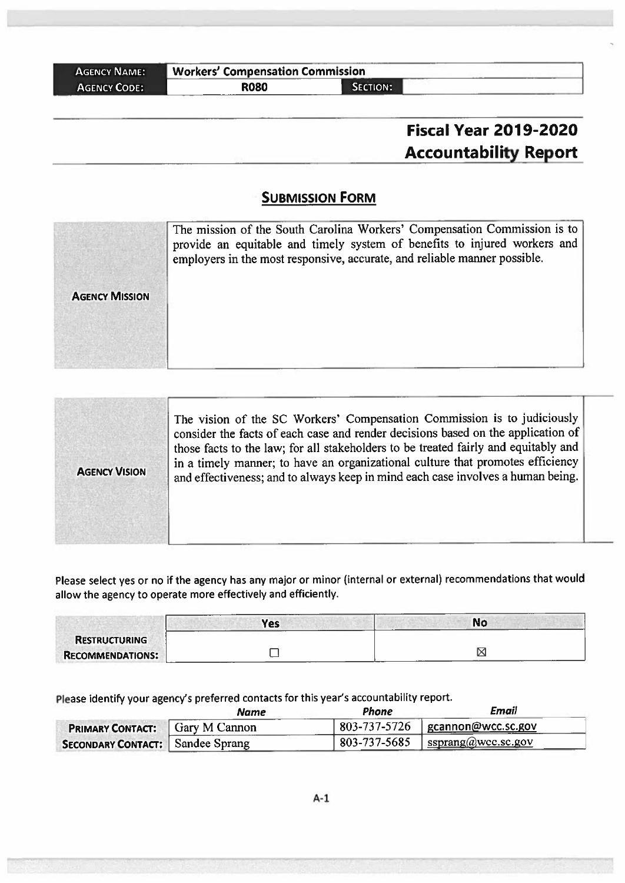| AGENCY NAME: | Workers' Compensation Commission | | |
|---|---|---|---|
| AGENCY CODE: | R080 | SECTION: | |

# Fiscal Year 2019-2020 Accountability Report

## SUBMISSION FORM

| | |
|---|---|
| **AGENCY MISSION** | The mission of the South Carolina Workers' Compensation Commission is to provide an equitable and timely system of benefits to injured workers and employers in the most responsive, accurate, and reliable manner possible. |

| | |
|---|---|
| **AGENCY VISION** | The vision of the SC Workers' Compensation Commission is to judiciously consider the facts of each case and render decisions based on the application of those facts to the law; for all stakeholders to be treated fairly and equitably and in a timely manner; to have an organizational culture that promotes efficiency and effectiveness; and to always keep in mind each case involves a human being. |

Please select yes or no if the agency has any major or minor (internal or external) recommendations that would allow the agency to operate more effectively and efficiently.

| | Yes | No |
|---|---|---|
| **RESTRUCTURING RECOMMENDATIONS:** | ☐ | ☒ |

Please identify your agency's preferred contacts for this year's accountability report.

| | Name | Phone | Email |
|---|---|---|---|
| **PRIMARY CONTACT:** | Gary M Cannon | 803-737-5726 | gcannon@wcc.sc.gov |
| **SECONDARY CONTACT:** | Sandee Sprang | 803-737-5685 | ssprang@wcc.sc.gov |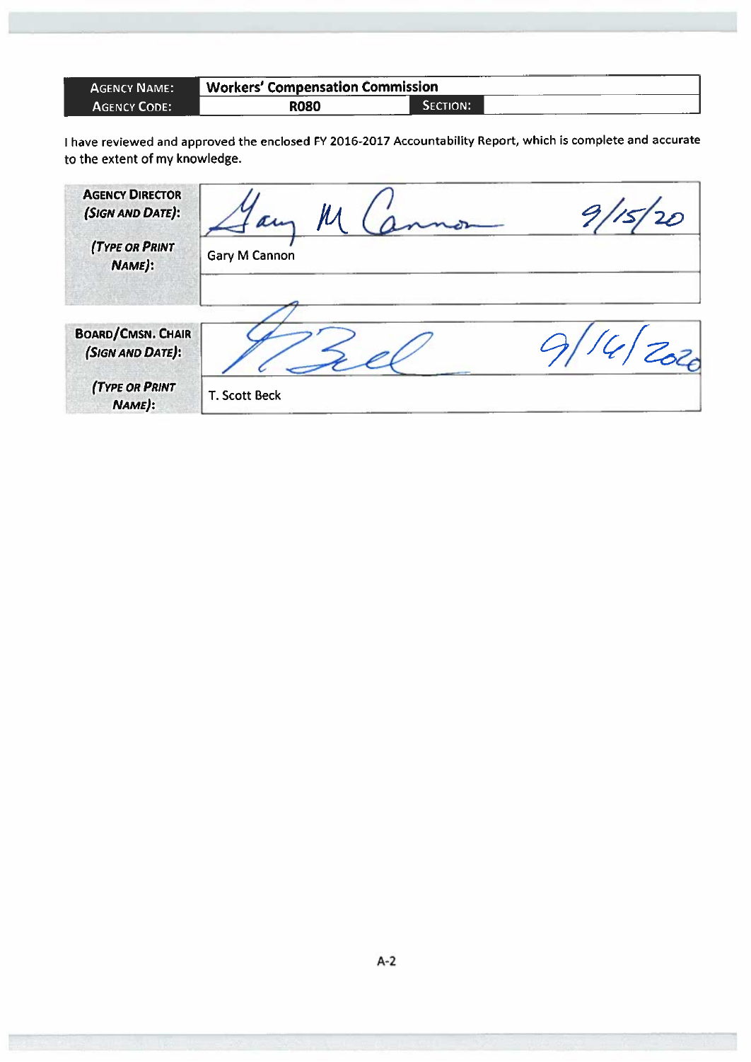| Agency Name: | Workers' Compensation Commission | | |
|---|---|---|---|
| Agency Code: | R080 | Section: | |

I have reviewed and approved the enclosed FY 2016-2017 Accountability Report, which is complete and accurate to the extent of my knowledge.

| | | |
|---|---|---|
| Agency Director (Sign and Date): | Gary M Cannon | 9/15/20 |
| (Type or Print Name): | Gary M Cannon | |

| | | |
|---|---|---|
| Board/Cmsn. Chair (Sign and Date): | T Beck | 9/14/2020 |
| (Type or Print Name): | T. Scott Beck | |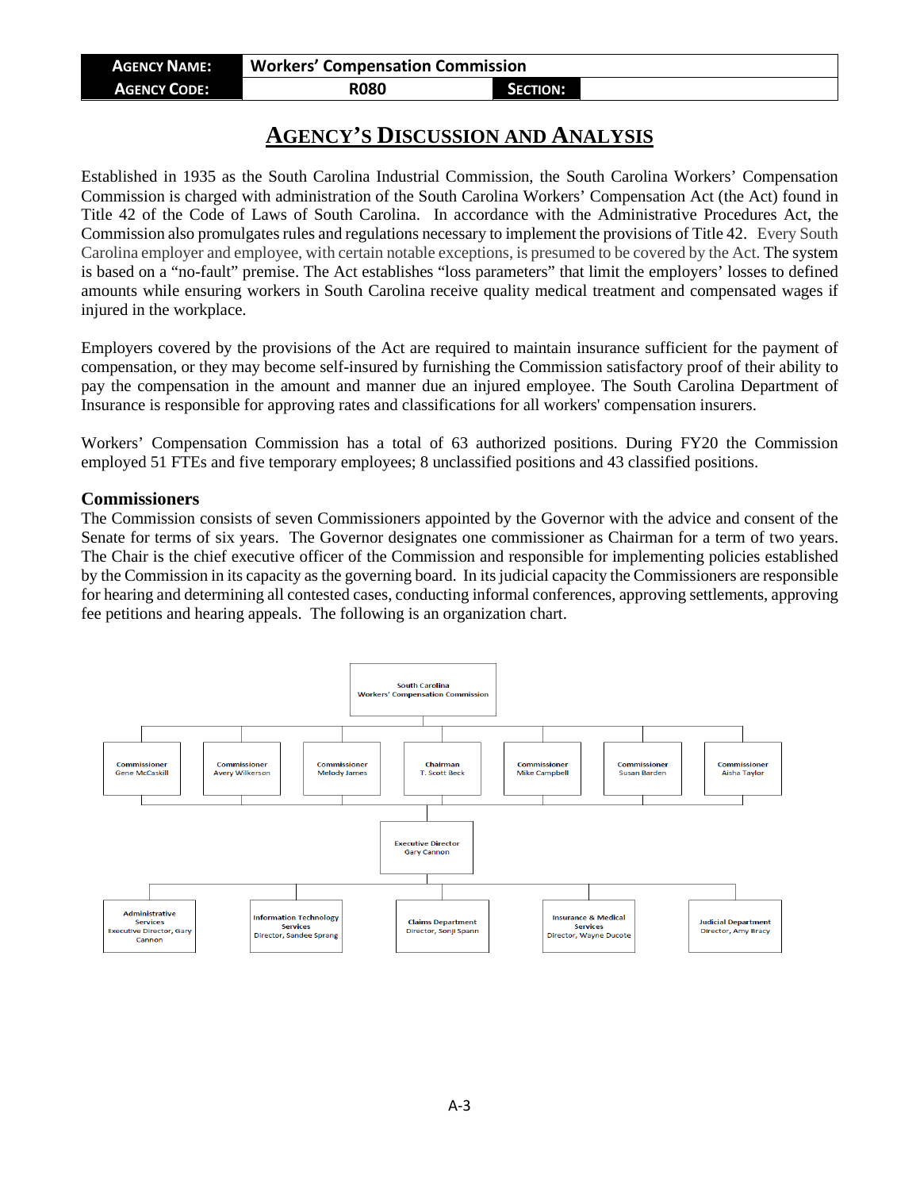| AGENCY NAME: | Workers' Compensation Commission | | |
|---|---|---|---|
| AGENCY CODE: | R080 | SECTION: | |

# AGENCY'S DISCUSSION AND ANALYSIS

Established in 1935 as the South Carolina Industrial Commission, the South Carolina Workers' Compensation Commission is charged with administration of the South Carolina Workers' Compensation Act (the Act) found in Title 42 of the Code of Laws of South Carolina. In accordance with the Administrative Procedures Act, the Commission also promulgates rules and regulations necessary to implement the provisions of Title 42. Every South Carolina employer and employee, with certain notable exceptions, is presumed to be covered by the Act. The system is based on a "no-fault" premise. The Act establishes "loss parameters" that limit the employers' losses to defined amounts while ensuring workers in South Carolina receive quality medical treatment and compensated wages if injured in the workplace.

Employers covered by the provisions of the Act are required to maintain insurance sufficient for the payment of compensation, or they may become self-insured by furnishing the Commission satisfactory proof of their ability to pay the compensation in the amount and manner due an injured employee. The South Carolina Department of Insurance is responsible for approving rates and classifications for all workers' compensation insurers.

Workers' Compensation Commission has a total of 63 authorized positions. During FY20 the Commission employed 51 FTEs and five temporary employees; 8 unclassified positions and 43 classified positions.

### Commissioners

The Commission consists of seven Commissioners appointed by the Governor with the advice and consent of the Senate for terms of six years. The Governor designates one commissioner as Chairman for a term of two years. The Chair is the chief executive officer of the Commission and responsible for implementing policies established by the Commission in its capacity as the governing board. In its judicial capacity the Commissioners are responsible for hearing and determining all contested cases, conducting informal conferences, approving settlements, approving fee petitions and hearing appeals. The following is an organization chart.

- South Carolina Workers' Compensation Commission
  - Commissioner Gene McCaskill
  - Commissioner Avery Wilkerson
  - Commissioner Melody James
  - Chairman T. Scott Beck
  - Commissioner Mike Campbell
  - Commissioner Susan Barden
  - Commissioner Aisha Taylor
    - Executive Director Gary Cannon
      - Administrative Services, Executive Director, Gary Cannon
      - Information Technology Services, Director, Sandee Sprang
      - Claims Department, Director, Sonji Spann
      - Insurance & Medical Services, Director, Wayne Ducote
      - Judicial Department, Director, Amy Bracy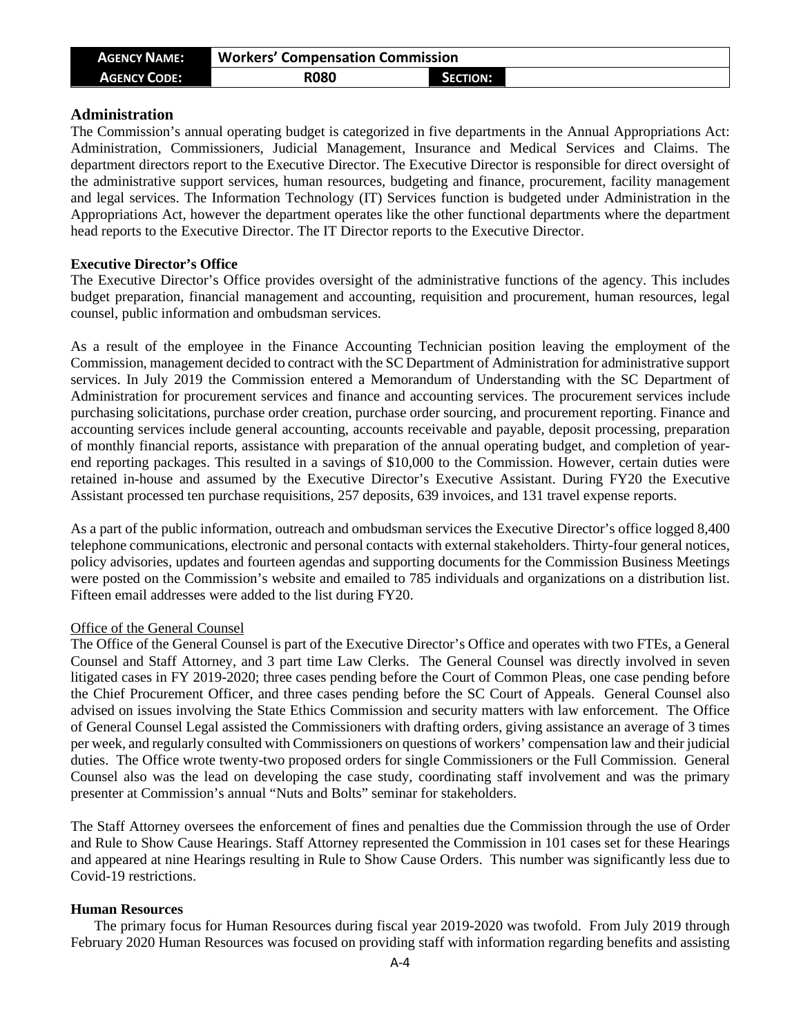| AGENCY NAME: | Workers' Compensation Commission | | |
|---|---|---|---|
| AGENCY CODE: | R080 | SECTION: | |

## Administration

The Commission's annual operating budget is categorized in five departments in the Annual Appropriations Act: Administration, Commissioners, Judicial Management, Insurance and Medical Services and Claims. The department directors report to the Executive Director. The Executive Director is responsible for direct oversight of the administrative support services, human resources, budgeting and finance, procurement, facility management and legal services. The Information Technology (IT) Services function is budgeted under Administration in the Appropriations Act, however the department operates like the other functional departments where the department head reports to the Executive Director. The IT Director reports to the Executive Director.

### Executive Director's Office

The Executive Director's Office provides oversight of the administrative functions of the agency. This includes budget preparation, financial management and accounting, requisition and procurement, human resources, legal counsel, public information and ombudsman services.

As a result of the employee in the Finance Accounting Technician position leaving the employment of the Commission, management decided to contract with the SC Department of Administration for administrative support services. In July 2019 the Commission entered a Memorandum of Understanding with the SC Department of Administration for procurement services and finance and accounting services. The procurement services include purchasing solicitations, purchase order creation, purchase order sourcing, and procurement reporting. Finance and accounting services include general accounting, accounts receivable and payable, deposit processing, preparation of monthly financial reports, assistance with preparation of the annual operating budget, and completion of year-end reporting packages. This resulted in a savings of $10,000 to the Commission. However, certain duties were retained in-house and assumed by the Executive Director's Executive Assistant. During FY20 the Executive Assistant processed ten purchase requisitions, 257 deposits, 639 invoices, and 131 travel expense reports.

As a part of the public information, outreach and ombudsman services the Executive Director's office logged 8,400 telephone communications, electronic and personal contacts with external stakeholders. Thirty-four general notices, policy advisories, updates and fourteen agendas and supporting documents for the Commission Business Meetings were posted on the Commission's website and emailed to 785 individuals and organizations on a distribution list. Fifteen email addresses were added to the list during FY20.

#### Office of the General Counsel

The Office of the General Counsel is part of the Executive Director's Office and operates with two FTEs, a General Counsel and Staff Attorney, and 3 part time Law Clerks. The General Counsel was directly involved in seven litigated cases in FY 2019-2020; three cases pending before the Court of Common Pleas, one case pending before the Chief Procurement Officer, and three cases pending before the SC Court of Appeals. General Counsel also advised on issues involving the State Ethics Commission and security matters with law enforcement. The Office of General Counsel Legal assisted the Commissioners with drafting orders, giving assistance an average of 3 times per week, and regularly consulted with Commissioners on questions of workers' compensation law and their judicial duties. The Office wrote twenty-two proposed orders for single Commissioners or the Full Commission. General Counsel also was the lead on developing the case study, coordinating staff involvement and was the primary presenter at Commission's annual "Nuts and Bolts" seminar for stakeholders.

The Staff Attorney oversees the enforcement of fines and penalties due the Commission through the use of Order and Rule to Show Cause Hearings. Staff Attorney represented the Commission in 101 cases set for these Hearings and appeared at nine Hearings resulting in Rule to Show Cause Orders. This number was significantly less due to Covid-19 restrictions.

### Human Resources

The primary focus for Human Resources during fiscal year 2019-2020 was twofold. From July 2019 through February 2020 Human Resources was focused on providing staff with information regarding benefits and assisting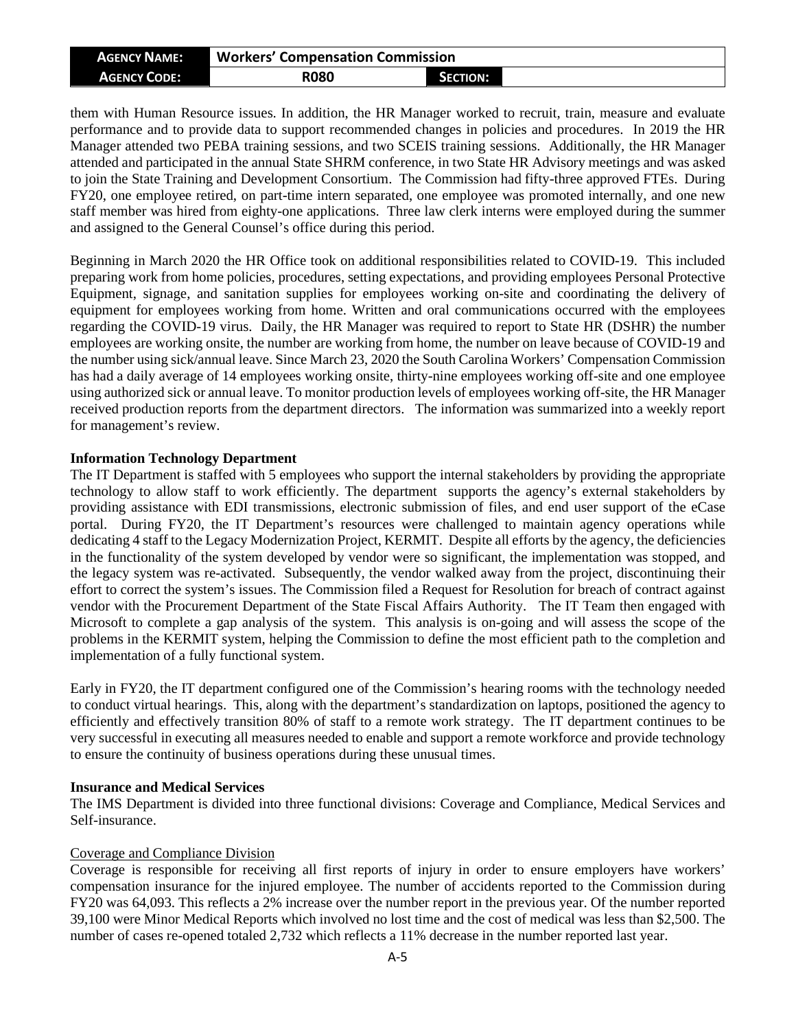them with Human Resource issues. In addition, the HR Manager worked to recruit, train, measure and evaluate performance and to provide data to support recommended changes in policies and procedures. In 2019 the HR Manager attended two PEBA training sessions, and two SCEIS training sessions. Additionally, the HR Manager attended and participated in the annual State SHRM conference, in two State HR Advisory meetings and was asked to join the State Training and Development Consortium. The Commission had fifty-three approved FTEs. During FY20, one employee retired, on part-time intern separated, one employee was promoted internally, and one new staff member was hired from eighty-one applications. Three law clerk interns were employed during the summer and assigned to the General Counsel's office during this period.

Beginning in March 2020 the HR Office took on additional responsibilities related to COVID-19. This included preparing work from home policies, procedures, setting expectations, and providing employees Personal Protective Equipment, signage, and sanitation supplies for employees working on-site and coordinating the delivery of equipment for employees working from home. Written and oral communications occurred with the employees regarding the COVID-19 virus. Daily, the HR Manager was required to report to State HR (DSHR) the number employees are working onsite, the number are working from home, the number on leave because of COVID-19 and the number using sick/annual leave. Since March 23, 2020 the South Carolina Workers' Compensation Commission has had a daily average of 14 employees working onsite, thirty-nine employees working off-site and one employee using authorized sick or annual leave. To monitor production levels of employees working off-site, the HR Manager received production reports from the department directors. The information was summarized into a weekly report for management's review.

**Information Technology Department**

The IT Department is staffed with 5 employees who support the internal stakeholders by providing the appropriate technology to allow staff to work efficiently. The department supports the agency's external stakeholders by providing assistance with EDI transmissions, electronic submission of files, and end user support of the eCase portal. During FY20, the IT Department's resources were challenged to maintain agency operations while dedicating 4 staff to the Legacy Modernization Project, KERMIT. Despite all efforts by the agency, the deficiencies in the functionality of the system developed by vendor were so significant, the implementation was stopped, and the legacy system was re-activated. Subsequently, the vendor walked away from the project, discontinuing their effort to correct the system's issues. The Commission filed a Request for Resolution for breach of contract against vendor with the Procurement Department of the State Fiscal Affairs Authority. The IT Team then engaged with Microsoft to complete a gap analysis of the system. This analysis is on-going and will assess the scope of the problems in the KERMIT system, helping the Commission to define the most efficient path to the completion and implementation of a fully functional system.

Early in FY20, the IT department configured one of the Commission's hearing rooms with the technology needed to conduct virtual hearings. This, along with the department's standardization on laptops, positioned the agency to efficiently and effectively transition 80% of staff to a remote work strategy. The IT department continues to be very successful in executing all measures needed to enable and support a remote workforce and provide technology to ensure the continuity of business operations during these unusual times.

**Insurance and Medical Services**

The IMS Department is divided into three functional divisions: Coverage and Compliance, Medical Services and Self-insurance.

Coverage and Compliance Division

Coverage is responsible for receiving all first reports of injury in order to ensure employers have workers' compensation insurance for the injured employee. The number of accidents reported to the Commission during FY20 was 64,093. This reflects a 2% increase over the number report in the previous year. Of the number reported 39,100 were Minor Medical Reports which involved no lost time and the cost of medical was less than $2,500. The number of cases re-opened totaled 2,732 which reflects a 11% decrease in the number reported last year.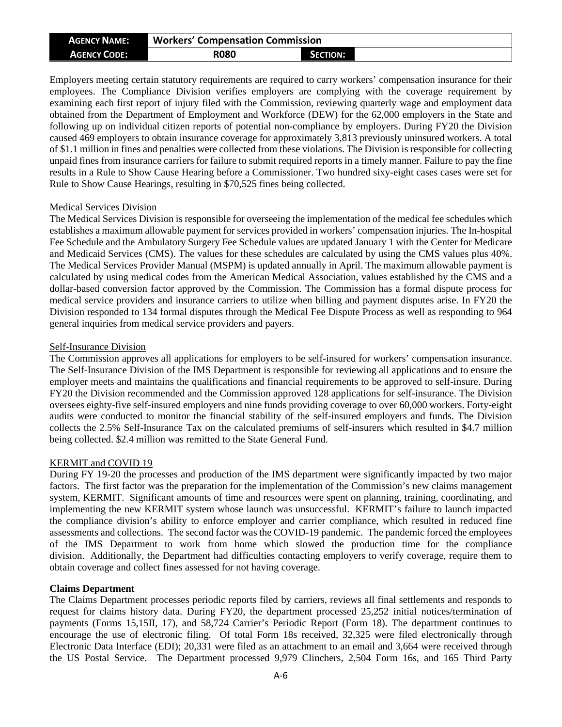| AGENCY NAME: | Workers' Compensation Commission | | |
|---|---|---|---|
| AGENCY CODE: | R080 | SECTION: | |

Employers meeting certain statutory requirements are required to carry workers' compensation insurance for their employees. The Compliance Division verifies employers are complying with the coverage requirement by examining each first report of injury filed with the Commission, reviewing quarterly wage and employment data obtained from the Department of Employment and Workforce (DEW) for the 62,000 employers in the State and following up on individual citizen reports of potential non-compliance by employers. During FY20 the Division caused 469 employers to obtain insurance coverage for approximately 3,813 previously uninsured workers. A total of $1.1 million in fines and penalties were collected from these violations. The Division is responsible for collecting unpaid fines from insurance carriers for failure to submit required reports in a timely manner. Failure to pay the fine results in a Rule to Show Cause Hearing before a Commissioner. Two hundred sixty-eight cases cases were set for Rule to Show Cause Hearings, resulting in $70,525 fines being collected.

Medical Services Division

The Medical Services Division is responsible for overseeing the implementation of the medical fee schedules which establishes a maximum allowable payment for services provided in workers' compensation injuries. The In-hospital Fee Schedule and the Ambulatory Surgery Fee Schedule values are updated January 1 with the Center for Medicare and Medicaid Services (CMS). The values for these schedules are calculated by using the CMS values plus 40%. The Medical Services Provider Manual (MSPM) is updated annually in April. The maximum allowable payment is calculated by using medical codes from the American Medical Association, values established by the CMS and a dollar-based conversion factor approved by the Commission. The Commission has a formal dispute process for medical service providers and insurance carriers to utilize when billing and payment disputes arise. In FY20 the Division responded to 134 formal disputes through the Medical Fee Dispute Process as well as responding to 964 general inquiries from medical service providers and payers.

Self-Insurance Division

The Commission approves all applications for employers to be self-insured for workers' compensation insurance. The Self-Insurance Division of the IMS Department is responsible for reviewing all applications and to ensure the employer meets and maintains the qualifications and financial requirements to be approved to self-insure. During FY20 the Division recommended and the Commission approved 128 applications for self-insurance. The Division oversees eighty-five self-insured employers and nine funds providing coverage to over 60,000 workers. Forty-eight audits were conducted to monitor the financial stability of the self-insured employers and funds. The Division collects the 2.5% Self-Insurance Tax on the calculated premiums of self-insurers which resulted in $4.7 million being collected. $2.4 million was remitted to the State General Fund.

KERMIT and COVID 19

During FY 19-20 the processes and production of the IMS department were significantly impacted by two major factors. The first factor was the preparation for the implementation of the Commission's new claims management system, KERMIT. Significant amounts of time and resources were spent on planning, training, coordinating, and implementing the new KERMIT system whose launch was unsuccessful. KERMIT's failure to launch impacted the compliance division's ability to enforce employer and carrier compliance, which resulted in reduced fine assessments and collections. The second factor was the COVID-19 pandemic. The pandemic forced the employees of the IMS Department to work from home which slowed the production time for the compliance division. Additionally, the Department had difficulties contacting employers to verify coverage, require them to obtain coverage and collect fines assessed for not having coverage.

**Claims Department**

The Claims Department processes periodic reports filed by carriers, reviews all final settlements and responds to request for claims history data. During FY20, the department processed 25,252 initial notices/termination of payments (Forms 15,15II, 17), and 58,724 Carrier's Periodic Report (Form 18). The department continues to encourage the use of electronic filing. Of total Form 18s received, 32,325 were filed electronically through Electronic Data Interface (EDI); 20,331 were filed as an attachment to an email and 3,664 were received through the US Postal Service. The Department processed 9,979 Clinchers, 2,504 Form 16s, and 165 Third Party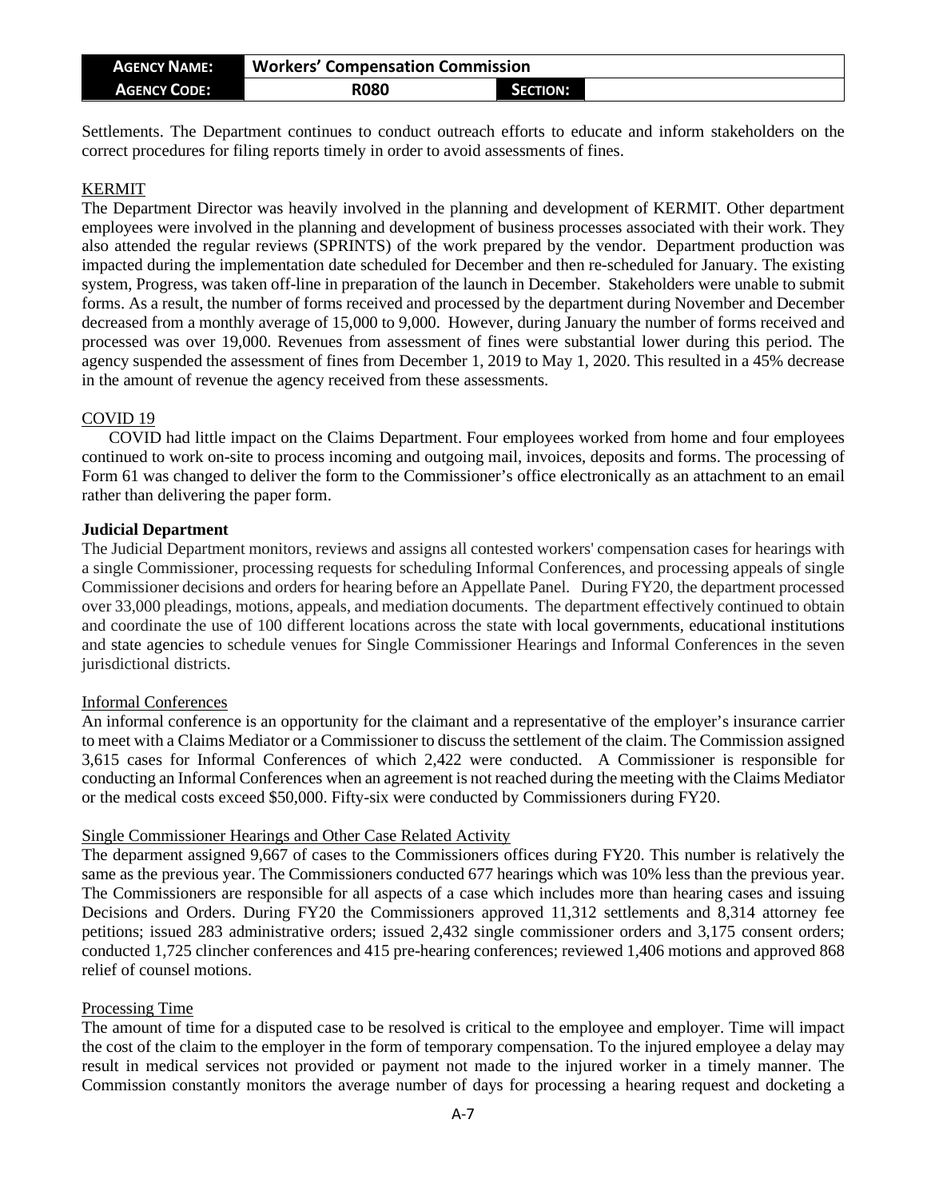Settlements. The Department continues to conduct outreach efforts to educate and inform stakeholders on the correct procedures for filing reports timely in order to avoid assessments of fines.

KERMIT

The Department Director was heavily involved in the planning and development of KERMIT. Other department employees were involved in the planning and development of business processes associated with their work. They also attended the regular reviews (SPRINTS) of the work prepared by the vendor. Department production was impacted during the implementation date scheduled for December and then re-scheduled for January. The existing system, Progress, was taken off-line in preparation of the launch in December. Stakeholders were unable to submit forms. As a result, the number of forms received and processed by the department during November and December decreased from a monthly average of 15,000 to 9,000. However, during January the number of forms received and processed was over 19,000. Revenues from assessment of fines were substantial lower during this period. The agency suspended the assessment of fines from December 1, 2019 to May 1, 2020. This resulted in a 45% decrease in the amount of revenue the agency received from these assessments.

COVID 19

COVID had little impact on the Claims Department. Four employees worked from home and four employees continued to work on-site to process incoming and outgoing mail, invoices, deposits and forms. The processing of Form 61 was changed to deliver the form to the Commissioner's office electronically as an attachment to an email rather than delivering the paper form.

**Judicial Department**

The Judicial Department monitors, reviews and assigns all contested workers' compensation cases for hearings with a single Commissioner, processing requests for scheduling Informal Conferences, and processing appeals of single Commissioner decisions and orders for hearing before an Appellate Panel. During FY20, the department processed over 33,000 pleadings, motions, appeals, and mediation documents. The department effectively continued to obtain and coordinate the use of 100 different locations across the state with local governments, educational institutions and state agencies to schedule venues for Single Commissioner Hearings and Informal Conferences in the seven jurisdictional districts.

Informal Conferences

An informal conference is an opportunity for the claimant and a representative of the employer's insurance carrier to meet with a Claims Mediator or a Commissioner to discuss the settlement of the claim. The Commission assigned 3,615 cases for Informal Conferences of which 2,422 were conducted. A Commissioner is responsible for conducting an Informal Conferences when an agreement is not reached during the meeting with the Claims Mediator or the medical costs exceed $50,000. Fifty-six were conducted by Commissioners during FY20.

Single Commissioner Hearings and Other Case Related Activity

The deparment assigned 9,667 of cases to the Commissioners offices during FY20. This number is relatively the same as the previous year. The Commissioners conducted 677 hearings which was 10% less than the previous year. The Commissioners are responsible for all aspects of a case which includes more than hearing cases and issuing Decisions and Orders. During FY20 the Commissioners approved 11,312 settlements and 8,314 attorney fee petitions; issued 283 administrative orders; issued 2,432 single commissioner orders and 3,175 consent orders; conducted 1,725 clincher conferences and 415 pre-hearing conferences; reviewed 1,406 motions and approved 868 relief of counsel motions.

Processing Time

The amount of time for a disputed case to be resolved is critical to the employee and employer. Time will impact the cost of the claim to the employer in the form of temporary compensation. To the injured employee a delay may result in medical services not provided or payment not made to the injured worker in a timely manner. The Commission constantly monitors the average number of days for processing a hearing request and docketing a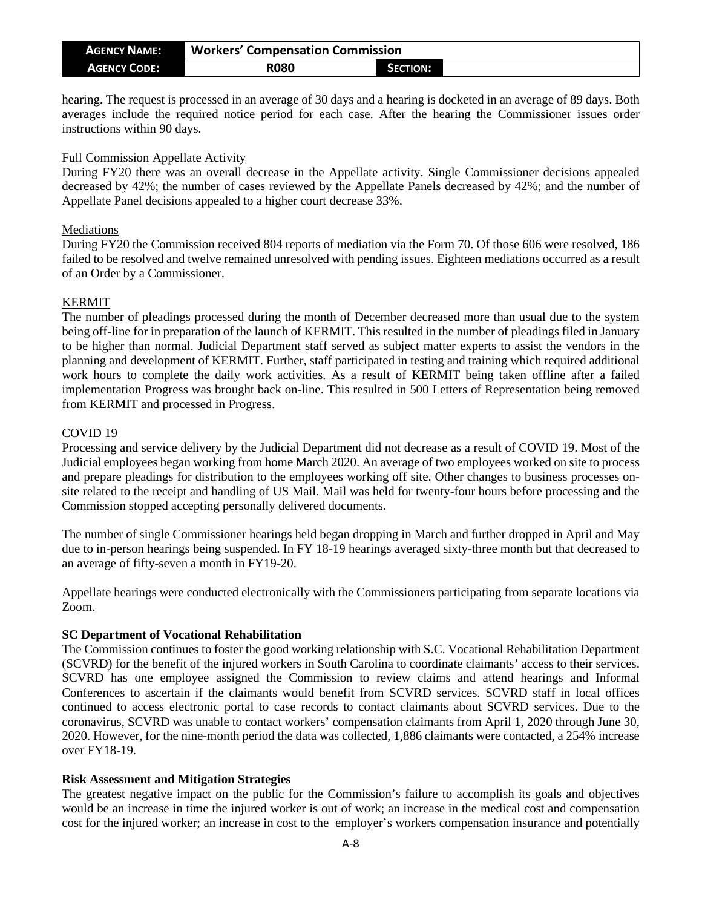hearing. The request is processed in an average of 30 days and a hearing is docketed in an average of 89 days. Both averages include the required notice period for each case. After the hearing the Commissioner issues order instructions within 90 days.

Full Commission Appellate Activity

During FY20 there was an overall decrease in the Appellate activity. Single Commissioner decisions appealed decreased by 42%; the number of cases reviewed by the Appellate Panels decreased by 42%; and the number of Appellate Panel decisions appealed to a higher court decrease 33%.

Mediations

During FY20 the Commission received 804 reports of mediation via the Form 70. Of those 606 were resolved, 186 failed to be resolved and twelve remained unresolved with pending issues. Eighteen mediations occurred as a result of an Order by a Commissioner.

KERMIT

The number of pleadings processed during the month of December decreased more than usual due to the system being off-line for in preparation of the launch of KERMIT. This resulted in the number of pleadings filed in January to be higher than normal. Judicial Department staff served as subject matter experts to assist the vendors in the planning and development of KERMIT. Further, staff participated in testing and training which required additional work hours to complete the daily work activities. As a result of KERMIT being taken offline after a failed implementation Progress was brought back on-line. This resulted in 500 Letters of Representation being removed from KERMIT and processed in Progress.

COVID 19

Processing and service delivery by the Judicial Department did not decrease as a result of COVID 19. Most of the Judicial employees began working from home March 2020. An average of two employees worked on site to process and prepare pleadings for distribution to the employees working off site. Other changes to business processes on-site related to the receipt and handling of US Mail. Mail was held for twenty-four hours before processing and the Commission stopped accepting personally delivered documents.

The number of single Commissioner hearings held began dropping in March and further dropped in April and May due to in-person hearings being suspended. In FY 18-19 hearings averaged sixty-three month but that decreased to an average of fifty-seven a month in FY19-20.

Appellate hearings were conducted electronically with the Commissioners participating from separate locations via Zoom.

**SC Department of Vocational Rehabilitation**

The Commission continues to foster the good working relationship with S.C. Vocational Rehabilitation Department (SCVRD) for the benefit of the injured workers in South Carolina to coordinate claimants' access to their services. SCVRD has one employee assigned the Commission to review claims and attend hearings and Informal Conferences to ascertain if the claimants would benefit from SCVRD services. SCVRD staff in local offices continued to access electronic portal to case records to contact claimants about SCVRD services. Due to the coronavirus, SCVRD was unable to contact workers' compensation claimants from April 1, 2020 through June 30, 2020. However, for the nine-month period the data was collected, 1,886 claimants were contacted, a 254% increase over FY18-19.

**Risk Assessment and Mitigation Strategies**

The greatest negative impact on the public for the Commission's failure to accomplish its goals and objectives would be an increase in time the injured worker is out of work; an increase in the medical cost and compensation cost for the injured worker; an increase in cost to the employer's workers compensation insurance and potentially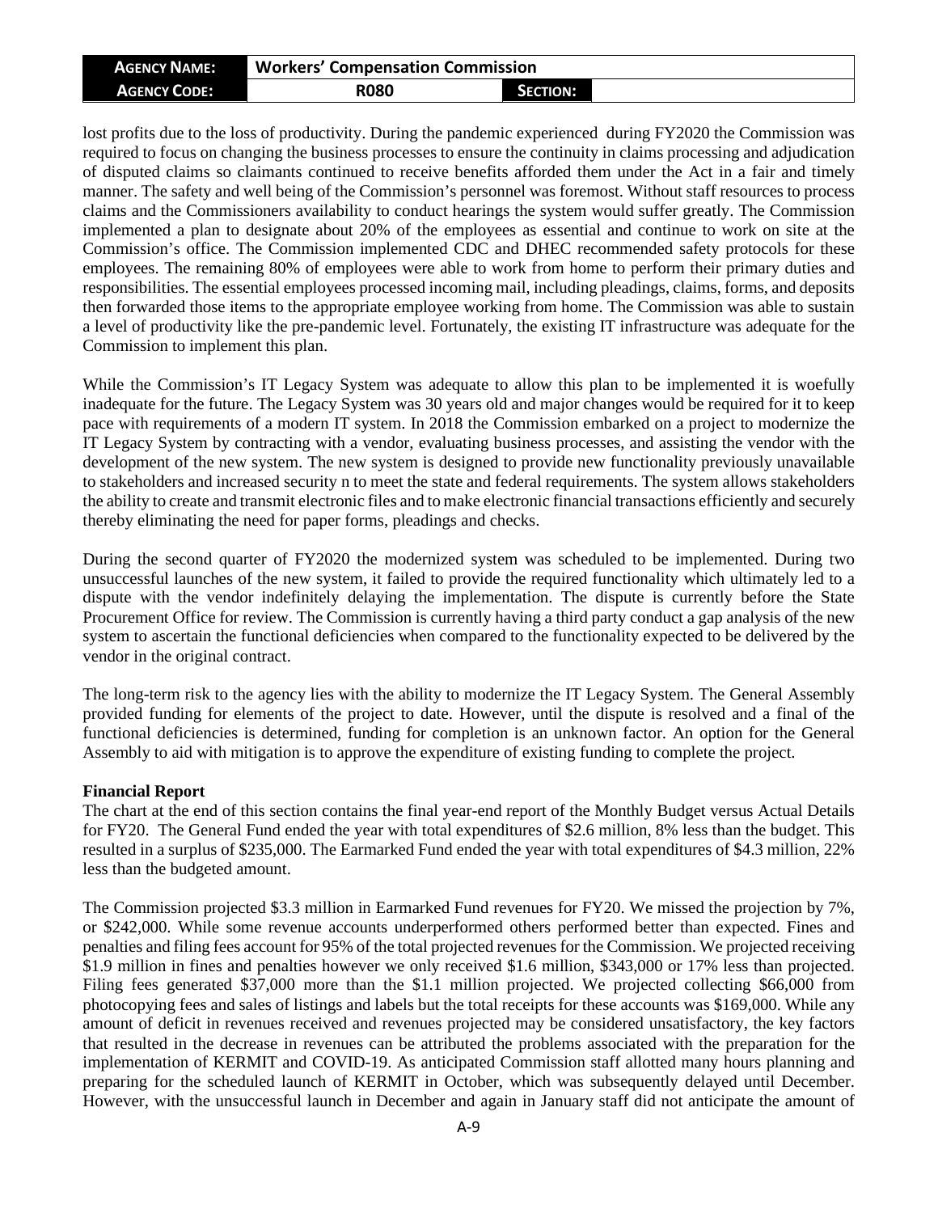lost profits due to the loss of productivity. During the pandemic experienced during FY2020 the Commission was required to focus on changing the business processes to ensure the continuity in claims processing and adjudication of disputed claims so claimants continued to receive benefits afforded them under the Act in a fair and timely manner. The safety and well being of the Commission's personnel was foremost. Without staff resources to process claims and the Commissioners availability to conduct hearings the system would suffer greatly. The Commission implemented a plan to designate about 20% of the employees as essential and continue to work on site at the Commission's office. The Commission implemented CDC and DHEC recommended safety protocols for these employees. The remaining 80% of employees were able to work from home to perform their primary duties and responsibilities. The essential employees processed incoming mail, including pleadings, claims, forms, and deposits then forwarded those items to the appropriate employee working from home. The Commission was able to sustain a level of productivity like the pre-pandemic level. Fortunately, the existing IT infrastructure was adequate for the Commission to implement this plan.

While the Commission's IT Legacy System was adequate to allow this plan to be implemented it is woefully inadequate for the future. The Legacy System was 30 years old and major changes would be required for it to keep pace with requirements of a modern IT system. In 2018 the Commission embarked on a project to modernize the IT Legacy System by contracting with a vendor, evaluating business processes, and assisting the vendor with the development of the new system. The new system is designed to provide new functionality previously unavailable to stakeholders and increased security n to meet the state and federal requirements. The system allows stakeholders the ability to create and transmit electronic files and to make electronic financial transactions efficiently and securely thereby eliminating the need for paper forms, pleadings and checks.

During the second quarter of FY2020 the modernized system was scheduled to be implemented. During two unsuccessful launches of the new system, it failed to provide the required functionality which ultimately led to a dispute with the vendor indefinitely delaying the implementation. The dispute is currently before the State Procurement Office for review. The Commission is currently having a third party conduct a gap analysis of the new system to ascertain the functional deficiencies when compared to the functionality expected to be delivered by the vendor in the original contract.

The long-term risk to the agency lies with the ability to modernize the IT Legacy System. The General Assembly provided funding for elements of the project to date. However, until the dispute is resolved and a final of the functional deficiencies is determined, funding for completion is an unknown factor. An option for the General Assembly to aid with mitigation is to approve the expenditure of existing funding to complete the project.

**Financial Report**

The chart at the end of this section contains the final year-end report of the Monthly Budget versus Actual Details for FY20. The General Fund ended the year with total expenditures of $2.6 million, 8% less than the budget. This resulted in a surplus of $235,000. The Earmarked Fund ended the year with total expenditures of $4.3 million, 22% less than the budgeted amount.

The Commission projected $3.3 million in Earmarked Fund revenues for FY20. We missed the projection by 7%, or $242,000. While some revenue accounts underperformed others performed better than expected. Fines and penalties and filing fees account for 95% of the total projected revenues for the Commission. We projected receiving $1.9 million in fines and penalties however we only received $1.6 million, $343,000 or 17% less than projected. Filing fees generated $37,000 more than the $1.1 million projected. We projected collecting $66,000 from photocopying fees and sales of listings and labels but the total receipts for these accounts was $169,000. While any amount of deficit in revenues received and revenues projected may be considered unsatisfactory, the key factors that resulted in the decrease in revenues can be attributed the problems associated with the preparation for the implementation of KERMIT and COVID-19. As anticipated Commission staff allotted many hours planning and preparing for the scheduled launch of KERMIT in October, which was subsequently delayed until December. However, with the unsuccessful launch in December and again in January staff did not anticipate the amount of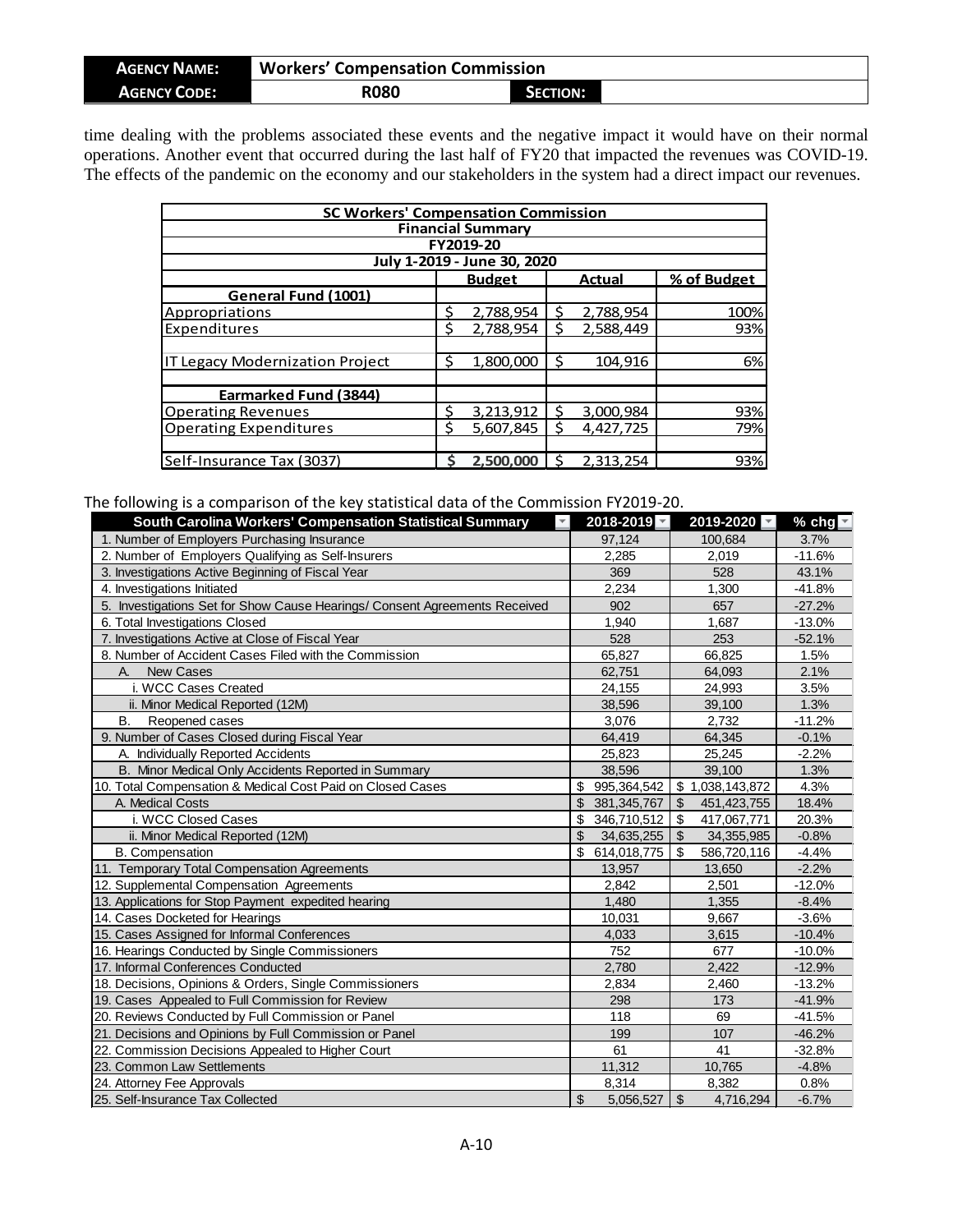| AGENCY NAME: | Workers' Compensation Commission | | |
|---|---|---|---|
| AGENCY CODE: | R080 | SECTION: | |

time dealing with the problems associated these events and the negative impact it would have on their normal operations. Another event that occurred during the last half of FY20 that impacted the revenues was COVID-19. The effects of the pandemic on the economy and our stakeholders in the system had a direct impact our revenues.

| SC Workers' Compensation Commission<br>Financial Summary<br>FY2019-20<br>July 1-2019 - June 30, 2020 | | | |
|---|---|---|---|
| | Budget | Actual | % of Budget |
| **General Fund (1001)** | | | |
| Appropriations | $ 2,788,954 | $ 2,788,954 | 100% |
| Expenditures | $ 2,788,954 | $ 2,588,449 | 93% |
| | | | |
| IT Legacy Modernization Project | $ 1,800,000 | $ 104,916 | 6% |
| | | | |
| **Earmarked Fund (3844)** | | | |
| Operating Revenues | $ 3,213,912 | $ 3,000,984 | 93% |
| Operating Expenditures | $ 5,607,845 | $ 4,427,725 | 79% |
| | | | |
| Self-Insurance Tax (3037) | $ 2,500,000 | $ 2,313,254 | 93% |

The following is a comparison of the key statistical data of the Commission FY2019-20.

| South Carolina Workers' Compensation Statistical Summary | 2018-2019 | 2019-2020 | % chg |
|---|---|---|---|
| 1. Number of Employers Purchasing Insurance | 97,124 | 100,684 | 3.7% |
| 2. Number of Employers Qualifying as Self-Insurers | 2,285 | 2,019 | -11.6% |
| 3. Investigations Active Beginning of Fiscal Year | 369 | 528 | 43.1% |
| 4. Investigations Initiated | 2,234 | 1,300 | -41.8% |
| 5. Investigations Set for Show Cause Hearings/ Consent Agreements Received | 902 | 657 | -27.2% |
| 6. Total Investigations Closed | 1,940 | 1,687 | -13.0% |
| 7. Investigations Active at Close of Fiscal Year | 528 | 253 | -52.1% |
| 8. Number of Accident Cases Filed with the Commission | 65,827 | 66,825 | 1.5% |
| A. New Cases | 62,751 | 64,093 | 2.1% |
| i. WCC Cases Created | 24,155 | 24,993 | 3.5% |
| ii. Minor Medical Reported (12M) | 38,596 | 39,100 | 1.3% |
| B. Reopened cases | 3,076 | 2,732 | -11.2% |
| 9. Number of Cases Closed during Fiscal Year | 64,419 | 64,345 | -0.1% |
| A. Individually Reported Accidents | 25,823 | 25,245 | -2.2% |
| B. Minor Medical Only Accidents Reported in Summary | 38,596 | 39,100 | 1.3% |
| 10. Total Compensation & Medical Cost Paid on Closed Cases | $ 995,364,542 | $ 1,038,143,872 | 4.3% |
| A. Medical Costs | $ 381,345,767 | $ 451,423,755 | 18.4% |
| i. WCC Closed Cases | $ 346,710,512 | $ 417,067,771 | 20.3% |
| ii. Minor Medical Reported (12M) | $ 34,635,255 | $ 34,355,985 | -0.8% |
| B. Compensation | $ 614,018,775 | $ 586,720,116 | -4.4% |
| 11. Temporary Total Compensation Agreements | 13,957 | 13,650 | -2.2% |
| 12. Supplemental Compensation Agreements | 2,842 | 2,501 | -12.0% |
| 13. Applications for Stop Payment expedited hearing | 1,480 | 1,355 | -8.4% |
| 14. Cases Docketed for Hearings | 10,031 | 9,667 | -3.6% |
| 15. Cases Assigned for Informal Conferences | 4,033 | 3,615 | -10.4% |
| 16. Hearings Conducted by Single Commissioners | 752 | 677 | -10.0% |
| 17. Informal Conferences Conducted | 2,780 | 2,422 | -12.9% |
| 18. Decisions, Opinions & Orders, Single Commissioners | 2,834 | 2,460 | -13.2% |
| 19. Cases Appealed to Full Commission for Review | 298 | 173 | -41.9% |
| 20. Reviews Conducted by Full Commission or Panel | 118 | 69 | -41.5% |
| 21. Decisions and Opinions by Full Commission or Panel | 199 | 107 | -46.2% |
| 22. Commission Decisions Appealed to Higher Court | 61 | 41 | -32.8% |
| 23. Common Law Settlements | 11,312 | 10,765 | -4.8% |
| 24. Attorney Fee Approvals | 8,314 | 8,382 | 0.8% |
| 25. Self-Insurance Tax Collected | $ 5,056,527 | $ 4,716,294 | -6.7% |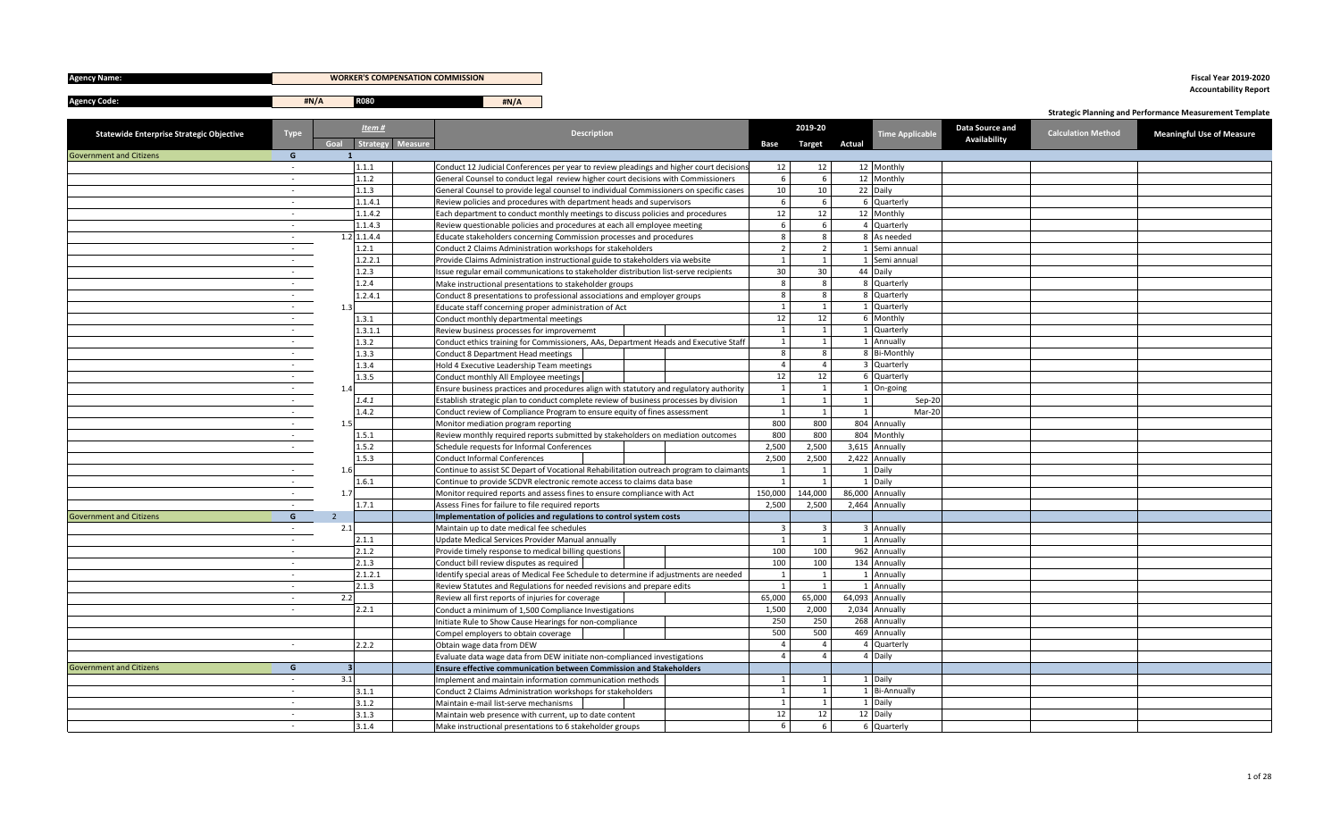**Agency Name:** WORKER'S COMPENSATION COMMISSION

**Agency Code:** #N/A R080 #N/A

**Fiscal Year 2019-2020**
**Accountability Report**

**Strategic Planning and Performance Measurement Template**

| Statewide Enterprise Strategic Objective | Type | Item # Goal | Strategy | Measure | Description | 2019-20 Base | Target | Actual | Time Applicable | Data Source and Availability | Calculation Method | Meaningful Use of Measure |
|---|---|---|---|---|---|---|---|---|---|---|---|---|
| Government and Citizens | G | 1 | | | | | | | | | | |
| | - | | 1.1.1 | | Conduct 12 Judicial Conferences per year to review pleadings and higher court decisions | 12 | 12 | 12 | Monthly | | | |
| | - | | 1.1.2 | | General Counsel to conduct legal review higher court decisions with Commissioners | 6 | 6 | 12 | Monthly | | | |
| | - | | 1.1.3 | | General Counsel to provide legal counsel to individual Commissioners on specific cases | 10 | 10 | 22 | Daily | | | |
| | - | | 1.1.4.1 | | Review policies and procedures with department heads and supervisors | 6 | 6 | 6 | Quarterly | | | |
| | - | | 1.1.4.2 | | Each department to conduct monthly meetings to discuss policies and procedures | 12 | 12 | 12 | Monthly | | | |
| | - | | 1.1.4.3 | | Review questionable policies and procedures at each all employee meeting | 6 | 6 | 4 | Quarterly | | | |
| | - | 1.2 | 1.1.4.4 | | Educate stakeholders concerning Commission processes and procedures | 8 | 8 | 8 | As needed | | | |
| | - | | 1.2.1 | | Conduct 2 Claims Administration workshops for stakeholders | 2 | 2 | 1 | Semi annual | | | |
| | - | | 1.2.2.1 | | Provide Claims Administration instructional guide to stakeholders via website | 1 | 1 | 1 | Semi annual | | | |
| | - | | 1.2.3 | | Issue regular email communications to stakeholder distribution list-serve recipients | 30 | 30 | 44 | Daily | | | |
| | - | | 1.2.4 | | Make instructional presentations to stakeholder groups | 8 | 8 | 8 | Quarterly | | | |
| | - | | 1.2.4.1 | | Conduct 8 presentations to professional associations and employer groups | 8 | 8 | 8 | Quarterly | | | |
| | - | 1.3 | | | Educate staff concerning proper administration of Act | 1 | 1 | 1 | Quarterly | | | |
| | - | | 1.3.1 | | Conduct monthly departmental meetings | 12 | 12 | 6 | Monthly | | | |
| | - | | 1.3.1.1 | | Review business processes for improvememt | 1 | 1 | 1 | Quarterly | | | |
| | - | | 1.3.2 | | Conduct ethics training for Commissioners, AAs, Department Heads and Executive Staff | 1 | 1 | 1 | Annually | | | |
| | - | | 1.3.3 | | Conduct 8 Department Head meetings | 8 | 8 | 8 | Bi-Monthly | | | |
| | - | | 1.3.4 | | Hold 4 Executive Leadership Team meetings | 4 | 4 | 3 | Quarterly | | | |
| | - | | 1.3.5 | | Conduct monthly All Employee meetings | 12 | 12 | 6 | Quarterly | | | |
| | - | 1.4 | | | Ensure business practices and procedures align with statutory and regulatory authority | 1 | 1 | 1 | On-going | | | |
| | - | | 1.4.1 | | Establish strategic plan to conduct complete review of business processes by division | 1 | 1 | 1 | Sep-20 | | | |
| | - | | 1.4.2 | | Conduct review of Compliance Program to ensure equity of fines assessment | 1 | 1 | 1 | Mar-20 | | | |
| | - | 1.5 | | | Monitor mediation program reporting | 800 | 800 | 804 | Annually | | | |
| | - | | 1.5.1 | | Review monthly required reports submitted by stakeholders on mediation outcomes | 800 | 800 | 804 | Monthly | | | |
| | - | | 1.5.2 | | Schedule requests for Informal Conferences | 2,500 | 2,500 | 3,615 | Annually | | | |
| | | | 1.5.3 | | Conduct Informal Conferences | 2,500 | 2,500 | 2,422 | Annually | | | |
| | - | 1.6 | | | Continue to assist SC Depart of Vocational Rehabilitation outreach program to claimants | 1 | 1 | 1 | Daily | | | |
| | - | | 1.6.1 | | Continue to provide SCDVR electronic remote access to claims data base | 1 | 1 | 1 | Daily | | | |
| | - | 1.7 | | | Monitor required reports and assess fines to ensure compliance with Act | 150,000 | 144,000 | 86,000 | Annually | | | |
| | - | | 1.7.1 | | Assess Fines for failure to file required reports | 2,500 | 2,500 | 2,464 | Annually | | | |
| Government and Citizens | G | 2 | | | **Implementation of policies and regulations to control system costs** | | | | | | | |
| | - | 2.1 | | | Maintain up to date medical fee schedules | 3 | 3 | 3 | Annually | | | |
| | - | | 2.1.1 | | Update Medical Services Provider Manual annually | 1 | 1 | 1 | Annually | | | |
| | - | | 2.1.2 | | Provide timely response to medical billing questions | 100 | 100 | 962 | Annually | | | |
| | - | | 2.1.3 | | Conduct bill review disputes as required | 100 | 100 | 134 | Annually | | | |
| | - | | 2.1.2.1 | | Identify special areas of Medical Fee Schedule to determine if adjustments are needed | 1 | 1 | 1 | Annually | | | |
| | - | | 2.1.3 | | Review Statutes and Regulations for needed revisions and prepare edits | 1 | 1 | 1 | Annually | | | |
| | - | 2.2 | | | Review all first reports of injuries for coverage | 65,000 | 65,000 | 64,093 | Annually | | | |
| | - | | 2.2.1 | | Conduct a minimum of 1,500 Compliance Investigations | 1,500 | 2,000 | 2,034 | Annually | | | |
| | | | | | Initiate Rule to Show Cause Hearings for non-compliance | 250 | 250 | 268 | Annually | | | |
| | | | | | Compel employers to obtain coverage | 500 | 500 | 469 | Annually | | | |
| | - | | 2.2.2 | | Obtain wage data from DEW | 4 | 4 | 4 | Quarterly | | | |
| | | | | | Evaluate data wage data from DEW initiate non-complianced investigations | 4 | 4 | 4 | Daily | | | |
| Government and Citizens | G | 3 | | | **Ensure effective communication between Commission and Stakeholders** | | | | | | | |
| | - | 3.1 | | | Implement and maintain information communication methods | 1 | 1 | 1 | Daily | | | |
| | - | | 3.1.1 | | Conduct 2 Claims Administration workshops for stakeholders | 1 | 1 | 1 | Bi-Annually | | | |
| | - | | 3.1.2 | | Maintain e-mail list-serve mechanisms | 1 | 1 | 1 | Daily | | | |
| | - | | 3.1.3 | | Maintain web presence with current, up to date content | 12 | 12 | 12 | Daily | | | |
| | - | | 3.1.4 | | Make instructional presentations to 6 stakeholder groups | 6 | 6 | 6 | Quarterly | | | |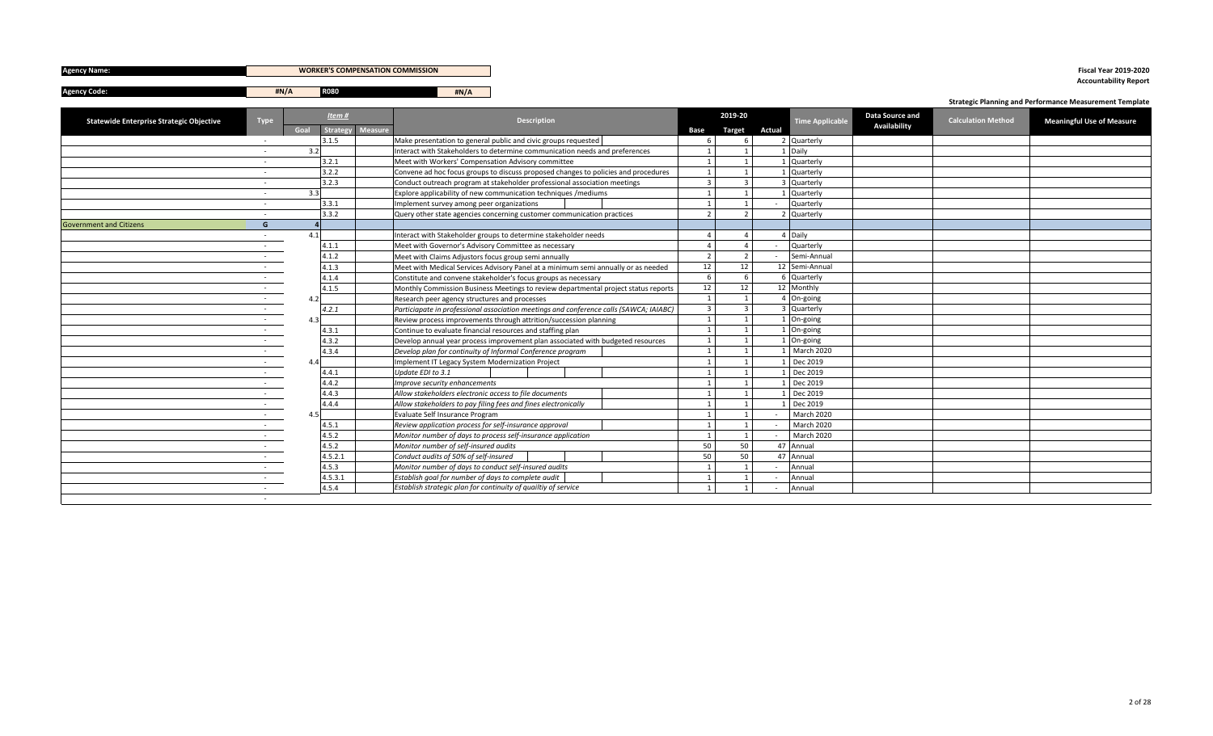**Agency Name:** WORKER'S COMPENSATION COMMISSION

**Agency Code:** #N/A R080 #N/A

**Fiscal Year 2019-2020**
**Accountability Report**

**Strategic Planning and Performance Measurement Template**

| Statewide Enterprise Strategic Objective | Type | Item # | | | Description | 2019-20 | | | Time Applicable | Data Source and Availability | Calculation Method | Meaningful Use of Measure |
|---|---|---|---|---|---|---|---|---|---|---|---|---|
| | | Goal | Strategy | Measure | | Base | Target | Actual | | | | |
| | - | | 3.1.5 | | Make presentation to general public and civic groups requested | 6 | 6 | 2 | Quarterly | | | |
| | - | 3.2 | | | Interact with Stakeholders to determine communication needs and preferences | 1 | 1 | 1 | Daily | | | |
| | - | | 3.2.1 | | Meet with Workers' Compensation Advisory committee | 1 | 1 | 1 | Quarterly | | | |
| | - | | 3.2.2 | | Convene ad hoc focus groups to discuss proposed changes to policies and procedures | 1 | 1 | 1 | Quarterly | | | |
| | - | | 3.2.3 | | Conduct outreach program at stakeholder professional association meetings | 3 | 3 | 3 | Quarterly | | | |
| | - | 3.3 | | | Explore applicability of new communication techniques /mediums | 1 | 1 | 1 | Quarterly | | | |
| | - | | 3.3.1 | | Implement survey among peer organizations | 1 | 1 | - | Quarterly | | | |
| | - | | 3.3.2 | | Query other state agencies concerning customer communication practices | 2 | 2 | 2 | Quarterly | | | |
| Government and Citizens | G | 4 | | | | | | | | | | |
| | - | 4.1 | | | Interact with Stakeholder groups to determine stakeholder needs | 4 | 4 | 4 | Daily | | | |
| | - | | 4.1.1 | | Meet with Governor's Advisory Committee as necessary | 4 | 4 | - | Quarterly | | | |
| | - | | 4.1.2 | | Meet with Claims Adjustors focus group semi annually | 2 | 2 | - | Semi-Annual | | | |
| | - | | 4.1.3 | | Meet with Medical Services Advisory Panel at a minimum semi annually or as needed | 12 | 12 | 12 | Semi-Annual | | | |
| | - | | 4.1.4 | | Constitute and convene stakeholder's focus groups as necessary | 6 | 6 | 6 | Quarterly | | | |
| | - | | 4.1.5 | | Monthly Commission Business Meetings to review departmental project status reports | 12 | 12 | 12 | Monthly | | | |
| | - | 4.2 | | | Research peer agency structures and processes | 1 | 1 | 4 | On-going | | | |
| | - | | *4.2.1* | | *Particiapate in professional association meetings and conference calls (SAWCA; IAIABC)* | 3 | 3 | 3 | Quarterly | | | |
| | - | 4.3 | | | Review process improvements through attrition/succession planning | 1 | 1 | 1 | On-going | | | |
| | - | | 4.3.1 | | Continue to evaluate financial resources and staffing plan | 1 | 1 | 1 | On-going | | | |
| | - | | 4.3.2 | | Develop annual year process improvement plan associated with budgeted resources | 1 | 1 | 1 | On-going | | | |
| | - | | 4.3.4 | | *Develop plan for continuity of Informal Conference program* | 1 | 1 | 1 | March 2020 | | | |
| | - | 4.4 | | | Implement IT Legacy System Modernization Project | 1 | 1 | 1 | Dec 2019 | | | |
| | - | | 4.4.1 | | *Update EDI to 3.1* | 1 | 1 | 1 | Dec 2019 | | | |
| | - | | 4.4.2 | | *Improve security enhancements* | 1 | 1 | 1 | Dec 2019 | | | |
| | - | | 4.4.3 | | *Allow stakeholders electronic access to file documents* | 1 | 1 | 1 | Dec 2019 | | | |
| | - | | 4.4.4 | | *Allow stakeholders to pay filing fees and fines electronically* | 1 | 1 | 1 | Dec 2019 | | | |
| | - | 4.5 | | | Evaluate Self Insurance Program | 1 | 1 | - | March 2020 | | | |
| | - | | 4.5.1 | | *Review application process for self-insurance approval* | 1 | 1 | - | March 2020 | | | |
| | - | | 4.5.2 | | *Monitor number of days to process self-insurance application* | 1 | 1 | - | March 2020 | | | |
| | - | | 4.5.2 | | *Monitor number of self-insured audits* | 50 | 50 | 47 | Annual | | | |
| | - | | 4.5.2.1 | | *Conduct audits of 50% of self-insured* | 50 | 50 | 47 | Annual | | | |
| | - | | 4.5.3 | | *Monitor number of days to conduct self-insured audits* | 1 | 1 | - | Annual | | | |
| | - | | 4.5.3.1 | | *Establish goal for number of days to complete audit* | 1 | 1 | - | Annual | | | |
| | - | | 4.5.4 | | *Establish strategic plan for continuity of quailtiy of service* | 1 | 1 | - | Annual | | | |
| | - | | | | | | | | | | | |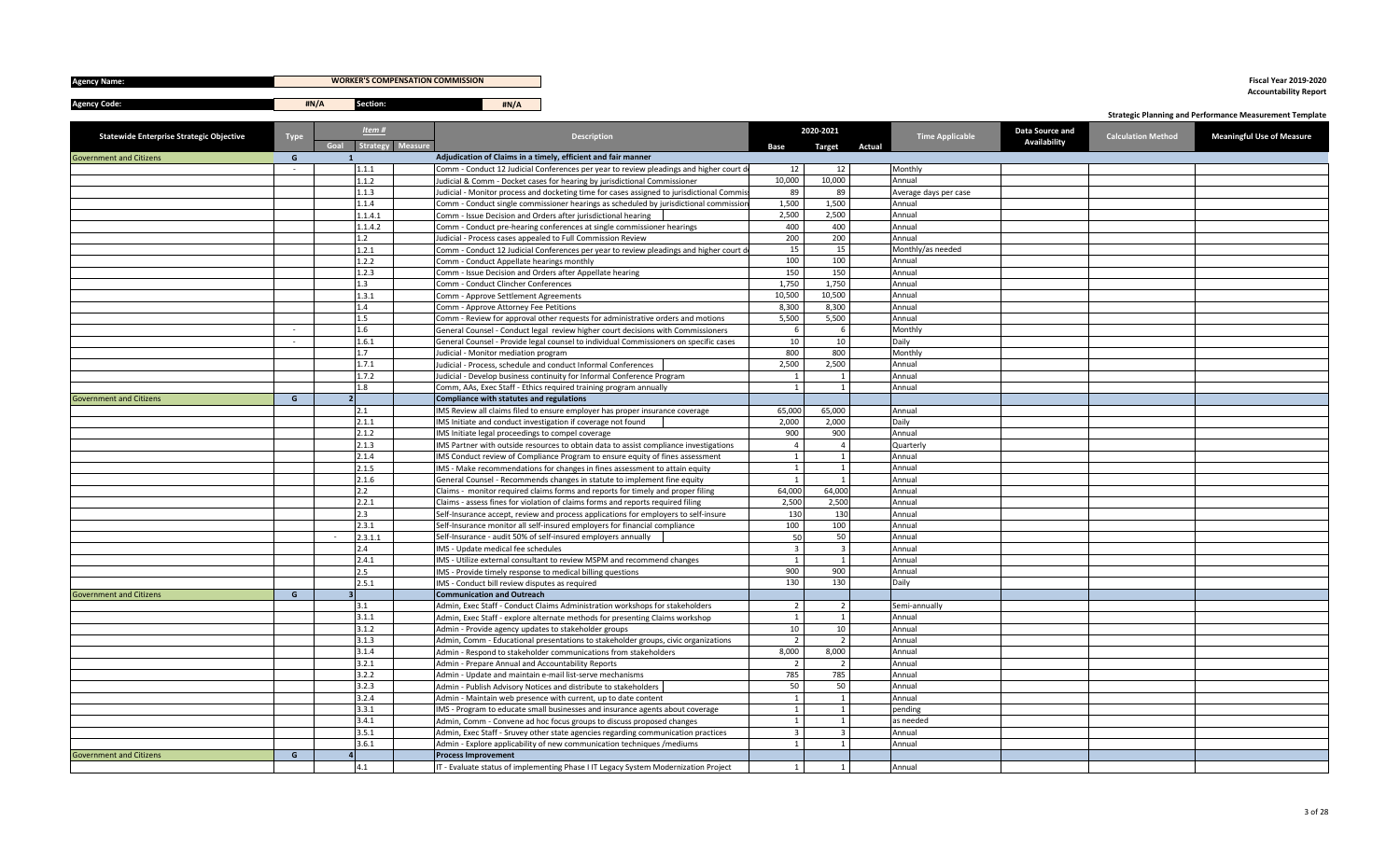| **Agency Name:** | **WORKER'S COMPENSATION COMMISSION** | | |
|---|---|---|---|
| **Agency Code:** | **#N/A** | **Section:** | **#N/A** |

**Fiscal Year 2019-2020**
**Accountability Report**

**Strategic Planning and Performance Measurement Template**

| Statewide Enterprise Strategic Objective | Type | Item # Goal | Item # Strategy | Item # Measure | Description | 2020-2021 Base | 2020-2021 Target | 2020-2021 Actual | Time Applicable | Data Source and Availability | Calculation Method | Meaningful Use of Measure |
|---|---|---|---|---|---|---|---|---|---|---|---|---|
| Government and Citizens | G | 1 | | | **Adjudication of Claims in a timely, efficient and fair manner** | | | | | | | |
| | - | | 1.1.1 | | Comm - Conduct 12 Judicial Conferences per year to review pleadings and higher court d | 12 | 12 | | Monthly | | | |
| | | | 1.1.2 | | Judicial & Comm - Docket cases for hearing by jurisdictional Commissioner | 10,000 | 10,000 | | Annual | | | |
| | | | 1.1.3 | | Judicial - Monitor process and docketing time for cases assigned to jurisdictional Commis | 89 | 89 | | Average days per case | | | |
| | | | 1.1.4 | | Comm - Conduct single commissioner hearings as scheduled by jurisdictional commission | 1,500 | 1,500 | | Annual | | | |
| | | | 1.1.4.1 | | Comm - Issue Decision and Orders after jurisdictional hearing | 2,500 | 2,500 | | Annual | | | |
| | | | 1.1.4.2 | | Comm - Conduct pre-hearing conferences at single commissioner hearings | 400 | 400 | | Annual | | | |
| | | | 1.2 | | Judicial - Process cases appealed to Full Commission Review | 200 | 200 | | Annual | | | |
| | | | 1.2.1 | | Comm - Conduct 12 Judicial Conferences per year to review pleadings and higher court d | 15 | 15 | | Monthly/as needed | | | |
| | | | 1.2.2 | | Comm - Conduct Appellate hearings monthly | 100 | 100 | | Annual | | | |
| | | | 1.2.3 | | Comm - Issue Decision and Orders after Appellate hearing | 150 | 150 | | Annual | | | |
| | | | 1.3 | | Comm - Conduct Clincher Conferences | 1,750 | 1,750 | | Annual | | | |
| | | | 1.3.1 | | Comm - Approve Settlement Agreements | 10,500 | 10,500 | | Annual | | | |
| | | | 1.4 | | Comm - Approve Attorney Fee Petitions | 8,300 | 8,300 | | Annual | | | |
| | | | 1.5 | | Comm - Review for approval other requests for administrative orders and motions | 5,500 | 5,500 | | Annual | | | |
| | - | | 1.6 | | General Counsel - Conduct legal review higher court decisions with Commissioners | 6 | 6 | | Monthly | | | |
| | - | | 1.6.1 | | General Counsel - Provide legal counsel to individual Commissioners on specific cases | 10 | 10 | | Daily | | | |
| | | | 1.7 | | Judicial - Monitor mediation program | 800 | 800 | | Monthly | | | |
| | | | 1.7.1 | | Judicial - Process, schedule and conduct Informal Conferences | 2,500 | 2,500 | | Annual | | | |
| | | | 1.7.2 | | Judicial - Develop business continuity for Informal Conference Program | 1 | 1 | | Annual | | | |
| | | | 1.8 | | Comm, AAs, Exec Staff - Ethics required training program annually | 1 | 1 | | Annual | | | |
| Government and Citizens | G | 2 | | | **Compliance with statutes and regulations** | | | | | | | |
| | | | 2.1 | | IMS Review all claims filed to ensure employer has proper insurance coverage | 65,000 | 65,000 | | Annual | | | |
| | | | 2.1.1 | | IMS Initiate and conduct investigation if coverage not found | 2,000 | 2,000 | | Daily | | | |
| | | | 2.1.2 | | IMS Initiate legal proceedings to compel coverage | 900 | 900 | | Annual | | | |
| | | | 2.1.3 | | IMS Partner with outside resources to obtain data to assist compliance investigations | 4 | 4 | | Quarterly | | | |
| | | | 2.1.4 | | IMS Conduct review of Compliance Program to ensure equity of fines assessment | 1 | 1 | | Annual | | | |
| | | | 2.1.5 | | IMS - Make recommendations for changes in fines assessment to attain equity | 1 | 1 | | Annual | | | |
| | | | 2.1.6 | | General Counsel - Recommends changes in statute to implement fine equity | 1 | 1 | | Annual | | | |
| | | | 2.2 | | Claims - monitor required claims forms and reports for timely and proper filing | 64,000 | 64,000 | | Annual | | | |
| | | | 2.2.1 | | Claims - assess fines for violation of claims forms and reports required filing | 2,500 | 2,500 | | Annual | | | |
| | | | 2.3 | | Self-Insurance accept, review and process applications for employers to self-insure | 130 | 130 | | Annual | | | |
| | | | 2.3.1 | | Self-Insurance monitor all self-insured employers for financial compliance | 100 | 100 | | Annual | | | |
| | | - | 2.3.1.1 | | Self-Insurance - audit 50% of self-insured employers annually | 50 | 50 | | Annual | | | |
| | | | 2.4 | | IMS - Update medical fee schedules | 3 | 3 | | Annual | | | |
| | | | 2.4.1 | | IMS - Utilize external consultant to review MSPM and recommend changes | 1 | 1 | | Annual | | | |
| | | | 2.5 | | IMS - Provide timely response to medical billing questions | 900 | 900 | | Annual | | | |
| | | | 2.5.1 | | IMS - Conduct bill review disputes as required | 130 | 130 | | Daily | | | |
| Government and Citizens | G | 3 | | | **Communication and Outreach** | | | | | | | |
| | | | 3.1 | | Admin, Exec Staff - Conduct Claims Administration workshops for stakeholders | 2 | 2 | | Semi-annually | | | |
| | | | 3.1.1 | | Admin, Exec Staff - explore alternate methods for presenting Claims workshop | 1 | 1 | | Annual | | | |
| | | | 3.1.2 | | Admin - Provide agency updates to stakeholder groups | 10 | 10 | | Annual | | | |
| | | | 3.1.3 | | Admin, Comm - Educational presentations to stakeholder groups, civic organizations | 2 | 2 | | Annual | | | |
| | | | 3.1.4 | | Admin - Respond to stakeholder communications from stakeholders | 8,000 | 8,000 | | Annual | | | |
| | | | 3.2.1 | | Admin - Prepare Annual and Accountability Reports | 2 | 2 | | Annual | | | |
| | | | 3.2.2 | | Admin - Update and maintain e-mail list-serve mechanisms | 785 | 785 | | Annual | | | |
| | | | 3.2.3 | | Admin - Publish Advisory Notices and distribute to stakeholders | 50 | 50 | | Annual | | | |
| | | | 3.2.4 | | Admin - Maintain web presence with current, up to date content | 1 | 1 | | Annual | | | |
| | | | 3.3.1 | | IMS - Program to educate small businesses and insurance agents about coverage | 1 | 1 | | pending | | | |
| | | | 3.4.1 | | Admin, Comm - Convene ad hoc focus groups to discuss proposed changes | 1 | 1 | | as needed | | | |
| | | | 3.5.1 | | Admin, Exec Staff - Sruvey other state agencies regarding communication practices | 3 | 3 | | Annual | | | |
| | | | 3.6.1 | | Admin - Explore applicability of new communication techniques /mediums | 1 | 1 | | Annual | | | |
| Government and Citizens | G | 4 | | | **Process Improvement** | | | | | | | |
| | | | 4.1 | | IT - Evaluate status of implementing Phase I IT Legacy System Modernization Project | 1 | 1 | | Annual | | | |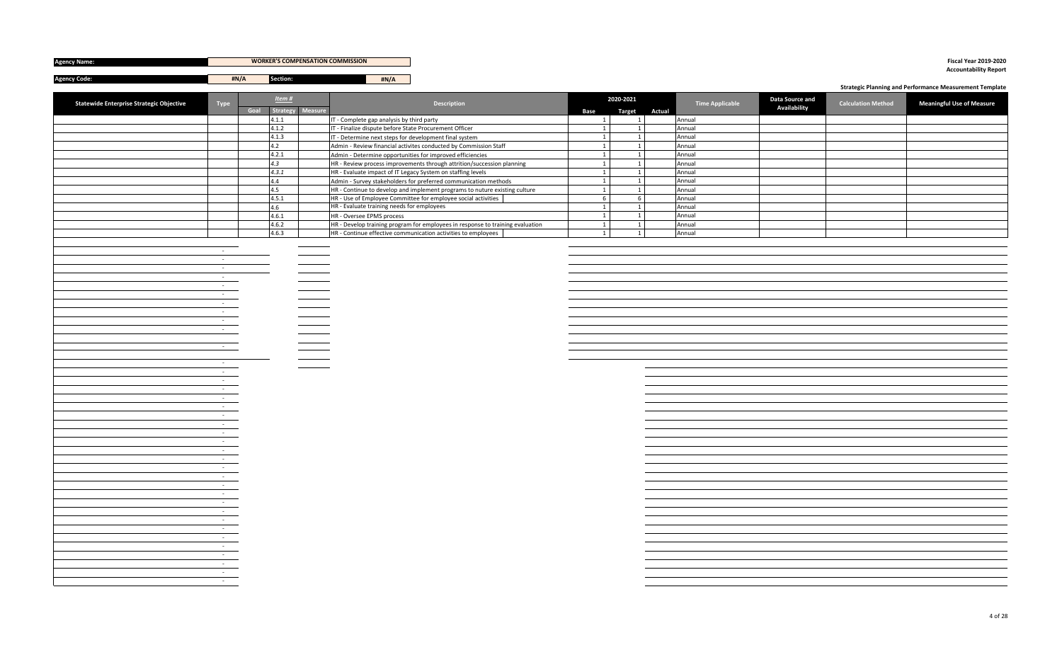| Agency Name: | WORKER'S COMPENSATION COMMISSION | | |
|---|---|---|---|
| Agency Code: | #N/A | Section: | #N/A |

**Fiscal Year 2019-2020**
**Accountability Report**

**Strategic Planning and Performance Measurement Template**

| Statewide Enterprise Strategic Objective | Type | Item # | | | Description | 2020-2021 | | | Time Applicable | Data Source and Availability | Calculation Method | Meaningful Use of Measure |
|---|---|---|---|---|---|---|---|---|---|---|---|---|
| | | Goal | Strategy | Measure | | Base | Target | Actual | | | | |
| | | | 4.1.1 | | IT - Complete gap analysis by third party | 1 | 1 | | Annual | | | |
| | | | 4.1.2 | | IT - Finalize dispute before State Procurement Officer | 1 | 1 | | Annual | | | |
| | | | 4.1.3 | | IT - Determine next steps for development final system | 1 | 1 | | Annual | | | |
| | | | 4.2 | | Admin - Review financial activites conducted by Commission Staff | 1 | 1 | | Annual | | | |
| | | | 4.2.1 | | Admin - Determine opportunities for improved efficiencies | 1 | 1 | | Annual | | | |
| | | | *4.3* | | HR - Review process improvements through attrition/succession planning | 1 | 1 | | Annual | | | |
| | | | *4.3.1* | | HR - Evaluate impact of IT Legacy System on staffing levels | 1 | 1 | | Annual | | | |
| | | | 4.4 | | Admin - Survey stakeholders for preferred communication methods | 1 | 1 | | Annual | | | |
| | | | 4.5 | | HR - Continue to develop and implement programs to nuture existing culture | 1 | 1 | | Annual | | | |
| | | | 4.5.1 | | HR - Use of Employee Committee for employee social activities | 6 | 6 | | Annual | | | |
| | | | 4.6 | | HR - Evaluate training needs for employees | 1 | 1 | | Annual | | | |
| | | | 4.6.1 | | HR - Oversee EPMS process | 1 | 1 | | Annual | | | |
| | | | 4.6.2 | | HR - Develop training program for employees in response to training evaluation | 1 | 1 | | Annual | | | |
| | | | 4.6.3 | | HR - Continue effective communication activities to employees | 1 | 1 | | Annual | | | |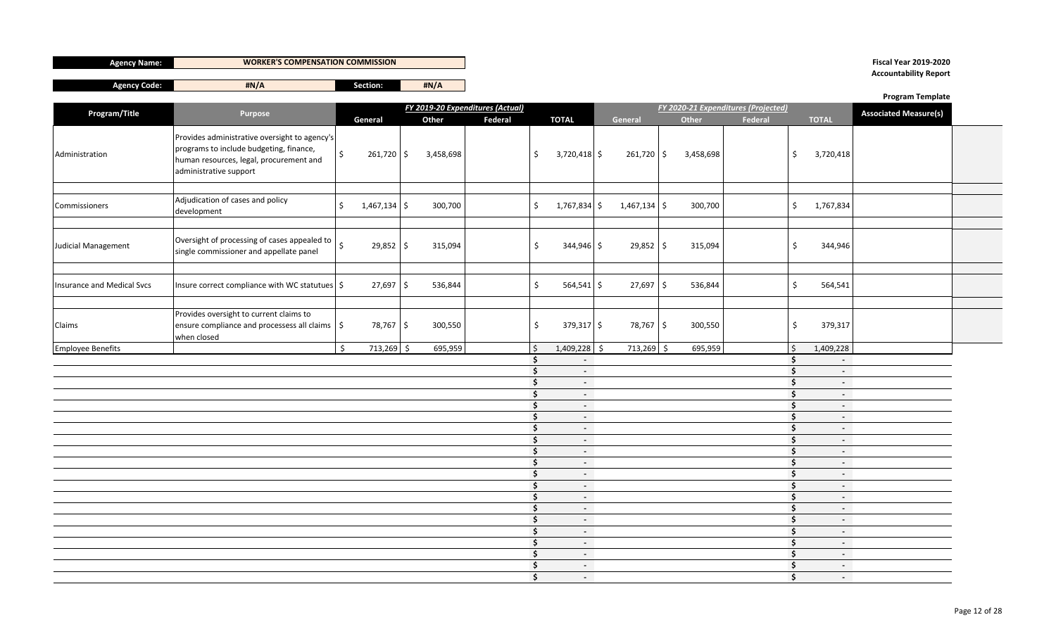| Agency Name: | WORKER'S COMPENSATION COMMISSION | | |
|---|---|---|---|
| Agency Code: | #N/A | Section: | #N/A |

**Fiscal Year 2019-2020**
**Accountability Report**

**Program Template**

| Program/Title | Purpose | FY 2019-20 Expenditures (Actual) General | Other | Federal | TOTAL | FY 2020-21 Expenditures (Projected) General | Other | Federal | TOTAL | Associated Measure(s) |
|---|---|---|---|---|---|---|---|---|---|---|
| Administration | Provides administrative oversight to agency's programs to include budgeting, finance, human resources, legal, procurement and administrative support | $ 261,720 | $ 3,458,698 | | $ 3,720,418 | $ 261,720 | $ 3,458,698 | | $ 3,720,418 | |
| Commissioners | Adjudication of cases and policy development | $ 1,467,134 | $ 300,700 | | $ 1,767,834 | $ 1,467,134 | $ 300,700 | | $ 1,767,834 | |
| Judicial Management | Oversight of processing of cases appealed to single commissioner and appellate panel | $ 29,852 | $ 315,094 | | $ 344,946 | $ 29,852 | $ 315,094 | | $ 344,946 | |
| Insurance and Medical Svcs | Insure correct compliance with WC statutues | $ 27,697 | $ 536,844 | | $ 564,541 | $ 27,697 | $ 536,844 | | $ 564,541 | |
| Claims | Provides oversight to current claims to ensure compliance and processess all claims when closed | $ 78,767 | $ 300,550 | | $ 379,317 | $ 78,767 | $ 300,550 | | $ 379,317 | |
| Employee Benefits | | $ 713,269 | $ 695,959 | | $ 1,409,228 | $ 713,269 | $ 695,959 | | $ 1,409,228 | |
| | | | | | $ - | | | | $ - | |
| | | | | | $ - | | | | $ - | |
| | | | | | $ - | | | | $ - | |
| | | | | | $ - | | | | $ - | |
| | | | | | $ - | | | | $ - | |
| | | | | | $ - | | | | $ - | |
| | | | | | $ - | | | | $ - | |
| | | | | | $ - | | | | $ - | |
| | | | | | $ - | | | | $ - | |
| | | | | | $ - | | | | $ - | |
| | | | | | $ - | | | | $ - | |
| | | | | | $ - | | | | $ - | |
| | | | | | $ - | | | | $ - | |
| | | | | | $ - | | | | $ - | |
| | | | | | $ - | | | | $ - | |
| | | | | | $ - | | | | $ - | |
| | | | | | $ - | | | | $ - | |
| | | | | | $ - | | | | $ - | |
| | | | | | $ - | | | | $ - | |
| | | | | | $ - | | | | $ - | |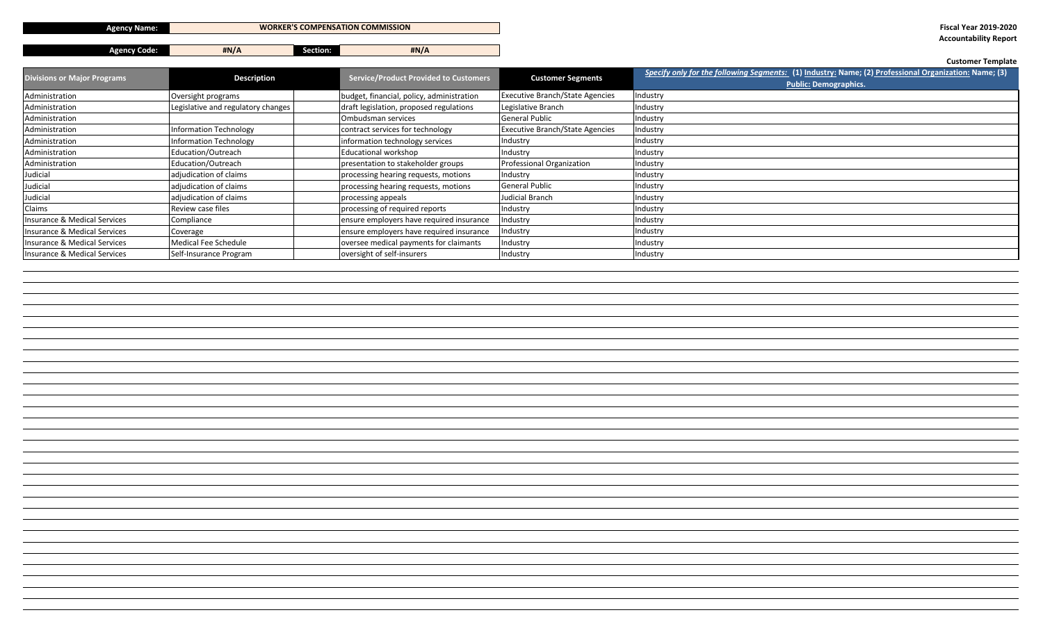| Agency Name: | WORKER'S COMPENSATION COMMISSION | | |
|---|---|---|---|
| Agency Code: | #N/A | Section: | #N/A |

**Fiscal Year 2019-2020**
**Accountability Report**

**Customer Template**

| Divisions or Major Programs | Description | Service/Product Provided to Customers | Customer Segments | *Specify only for the following Segments:* (1) Industry: Name; (2) Professional Organization: Name; (3) Public: Demographics. |
|---|---|---|---|---|
| Administration | Oversight programs | budget, financial, policy, administration | Executive Branch/State Agencies | Industry |
| Administration | Legislative and regulatory changes | draft legislation, proposed regulations | Legislative Branch | Industry |
| Administration | | Ombudsman services | General Public | Industry |
| Administration | Information Technology | contract services for technology | Executive Branch/State Agencies | Industry |
| Administration | Information Technology | information technology services | Industry | Industry |
| Administration | Education/Outreach | Educational workshop | Industry | Industry |
| Administration | Education/Outreach | presentation to stakeholder groups | Professional Organization | Industry |
| Judicial | adjudication of claims | processing hearing requests, motions | Industry | Industry |
| Judicial | adjudication of claims | processing hearing requests, motions | General Public | Industry |
| Judicial | adjudication of claims | processing appeals | Judicial Branch | Industry |
| Claims | Review case files | processing of required reports | Industry | Industry |
| Insurance & Medical Services | Compliance | ensure employers have required insurance | Industry | Industry |
| Insurance & Medical Services | Coverage | ensure employers have required insurance | Industry | Industry |
| Insurance & Medical Services | Medical Fee Schedule | oversee medical payments for claimants | Industry | Industry |
| Insurance & Medical Services | Self-Insurance Program | oversight of self-insurers | Industry | Industry |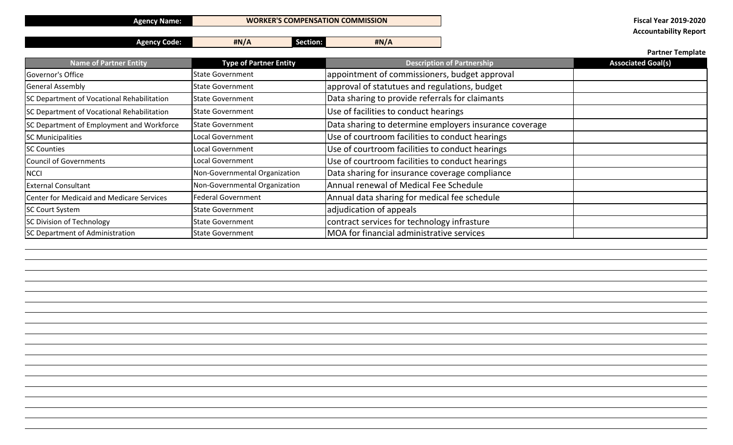**Agency Name:** WORKER'S COMPENSATION COMMISSION

**Agency Code:** #N/A **Section:** #N/A

**Fiscal Year 2019-2020**
**Accountability Report**

**Partner Template**

| Name of Partner Entity | Type of Partner Entity | Description of Partnership | Associated Goal(s) |
|---|---|---|---|
| Governor's Office | State Government | appointment of commissioners, budget approval | |
| General Assembly | State Government | approval of statutues and regulations, budget | |
| SC Department of Vocational Rehabilitation | State Government | Data sharing to provide referrals for claimants | |
| SC Department of Vocational Rehabilitation | State Government | Use of facilities to conduct hearings | |
| SC Department of Employment and Workforce | State Government | Data sharing to determine employers insurance coverage | |
| SC Municipalities | Local Government | Use of courtroom facilities to conduct hearings | |
| SC Counties | Local Government | Use of courtroom facilities to conduct hearings | |
| Council of Governments | Local Government | Use of courtroom facilities to conduct hearings | |
| NCCI | Non-Governmental Organization | Data sharing for insurance coverage compliance | |
| External Consultant | Non-Governmental Organization | Annual renewal of Medical Fee Schedule | |
| Center for Medicaid and Medicare Services | Federal Government | Annual data sharing for medical fee schedule | |
| SC Court System | State Government | adjudication of appeals | |
| SC Division of Technology | State Government | contract services for technology infrasture | |
| SC Department of Administration | State Government | MOA for financial administrative services | |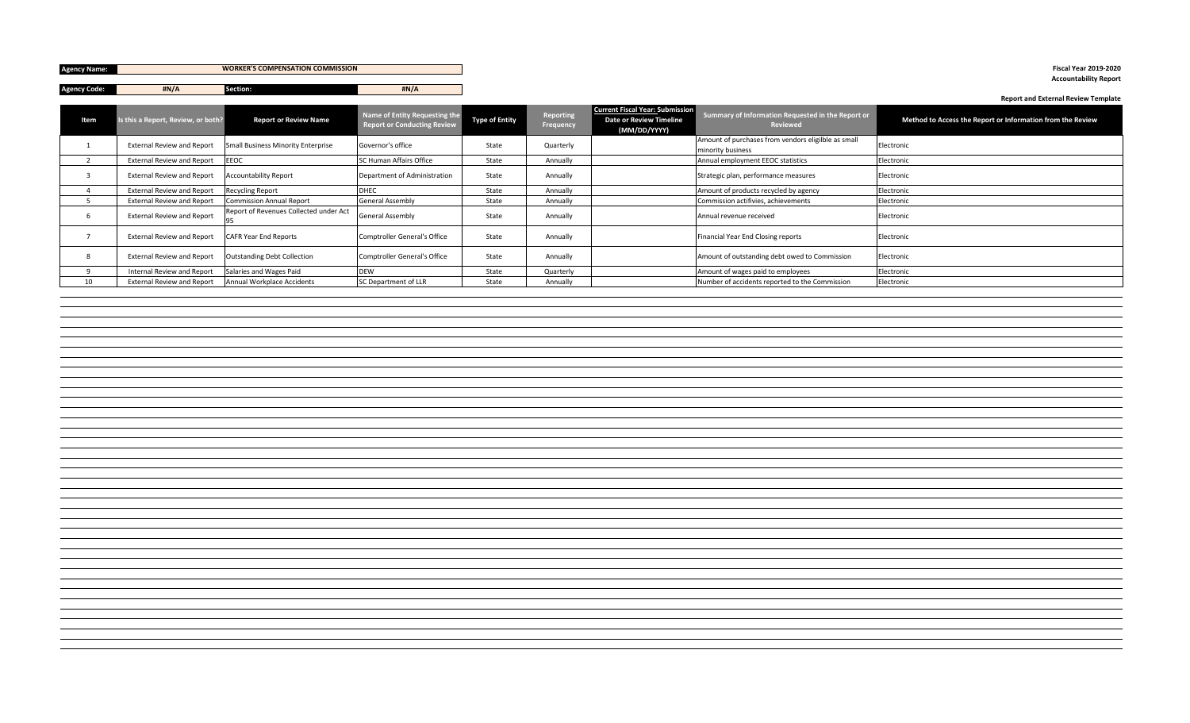| Agency Name: | WORKER'S COMPENSATION COMMISSION | | |
|---|---|---|---|
| Agency Code: | #N/A | Section: | #N/A |

**Fiscal Year 2019-2020**
**Accountability Report**

**Report and External Review Template**

| Item | Is this a Report, Review, or both? | Report or Review Name | Name of Entity Requesting the Report or Conducting Review | Type of Entity | Reporting Frequency | Current Fiscal Year: Submission Date or Review Timeline (MM/DD/YYYY) | Summary of Information Requested in the Report or Reviewed | Method to Access the Report or Information from the Review |
|---|---|---|---|---|---|---|---|---|
| 1 | External Review and Report | Small Business Minority Enterprise | Governor's office | State | Quarterly | | Amount of purchases from vendors eligilble as small minority business | Electronic |
| 2 | External Review and Report | EEOC | SC Human Affairs Office | State | Annually | | Annual employment EEOC statistics | Electronic |
| 3 | External Review and Report | Accountability Report | Department of Administration | State | Annually | | Strategic plan, performance measures | Electronic |
| 4 | External Review and Report | Recycling Report | DHEC | State | Annually | | Amount of products recycled by agency | Electronic |
| 5 | External Review and Report | Commission Annual Report | General Assembly | State | Annually | | Commission actifivies, achievements | Electronic |
| 6 | External Review and Report | Report of Revenues Collected under Act 95 | General Assembly | State | Annually | | Annual revenue received | Electronic |
| 7 | External Review and Report | CAFR Year End Reports | Comptroller General's Office | State | Annually | | Financial Year End Closing reports | Electronic |
| 8 | External Review and Report | Outstanding Debt Collection | Comptroller General's Office | State | Annually | | Amount of outstanding debt owed to Commission | Electronic |
| 9 | Internal Review and Report | Salaries and Wages Paid | DEW | State | Quarterly | | Amount of wages paid to employees | Electronic |
| 10 | External Review and Report | Annual Workplace Accidents | SC Department of LLR | State | Annually | | Number of accidents reported to the Commission | Electronic |